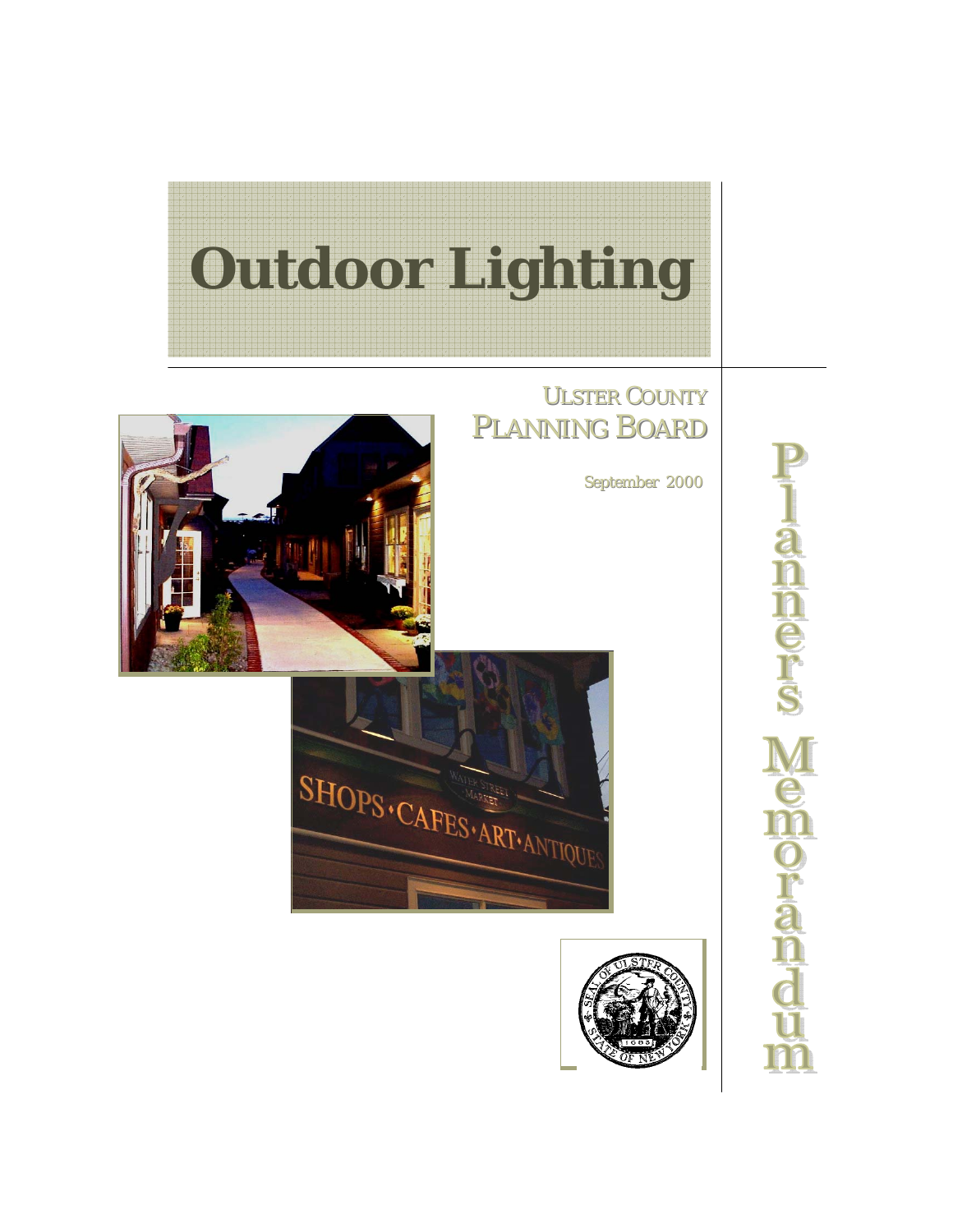# Outdoor Lighting

ULSTER COUNTY
PLANNING BOARD

September 2000

Planners Memorandum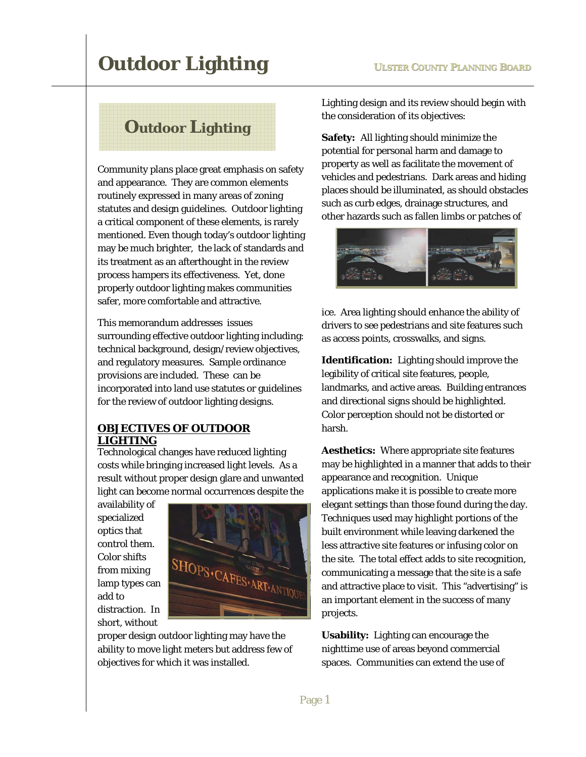# Outdoor Lighting

## Outdoor Lighting

Community plans place great emphasis on safety and appearance. They are common elements routinely expressed in many areas of zoning statutes and design guidelines. Outdoor lighting a critical component of these elements, is rarely mentioned. Even though today's outdoor lighting may be much brighter, the lack of standards and its treatment as an afterthought in the review process hampers its effectiveness. Yet, done properly outdoor lighting makes communities safer, more comfortable and attractive.

This memorandum addresses issues surrounding effective outdoor lighting including: technical background, design/review objectives, and regulatory measures. Sample ordinance provisions are included. These can be incorporated into land use statutes or guidelines for the review of outdoor lighting designs.

### OBJECTIVES OF OUTDOOR LIGHTING

Technological changes have reduced lighting costs while bringing increased light levels. As a result without proper design glare and unwanted light can become normal occurrences despite the availability of specialized optics that control them. Color shifts from mixing lamp types can add to distraction. In short, without proper design outdoor lighting may have the ability to move light meters but address few of objectives for which it was installed.

Lighting design and its review should begin with the consideration of its objectives:

**Safety:** All lighting should minimize the potential for personal harm and damage to property as well as facilitate the movement of vehicles and pedestrians. Dark areas and hiding places should be illuminated, as should obstacles such as curb edges, drainage structures, and other hazards such as fallen limbs or patches of ice. Area lighting should enhance the ability of drivers to see pedestrians and site features such as access points, crosswalks, and signs.

**Identification:** Lighting should improve the legibility of critical site features, people, landmarks, and active areas. Building entrances and directional signs should be highlighted. Color perception should not be distorted or harsh.

**Aesthetics:** Where appropriate site features may be highlighted in a manner that adds to their appearance and recognition. Unique applications make it is possible to create more elegant settings than those found during the day. Techniques used may highlight portions of the built environment while leaving darkened the less attractive site features or infusing color on the site. The total effect adds to site recognition, communicating a message that the site is a safe and attractive place to visit. This "advertising" is an important element in the success of many projects.

**Usability:** Lighting can encourage the nighttime use of areas beyond commercial spaces. Communities can extend the use of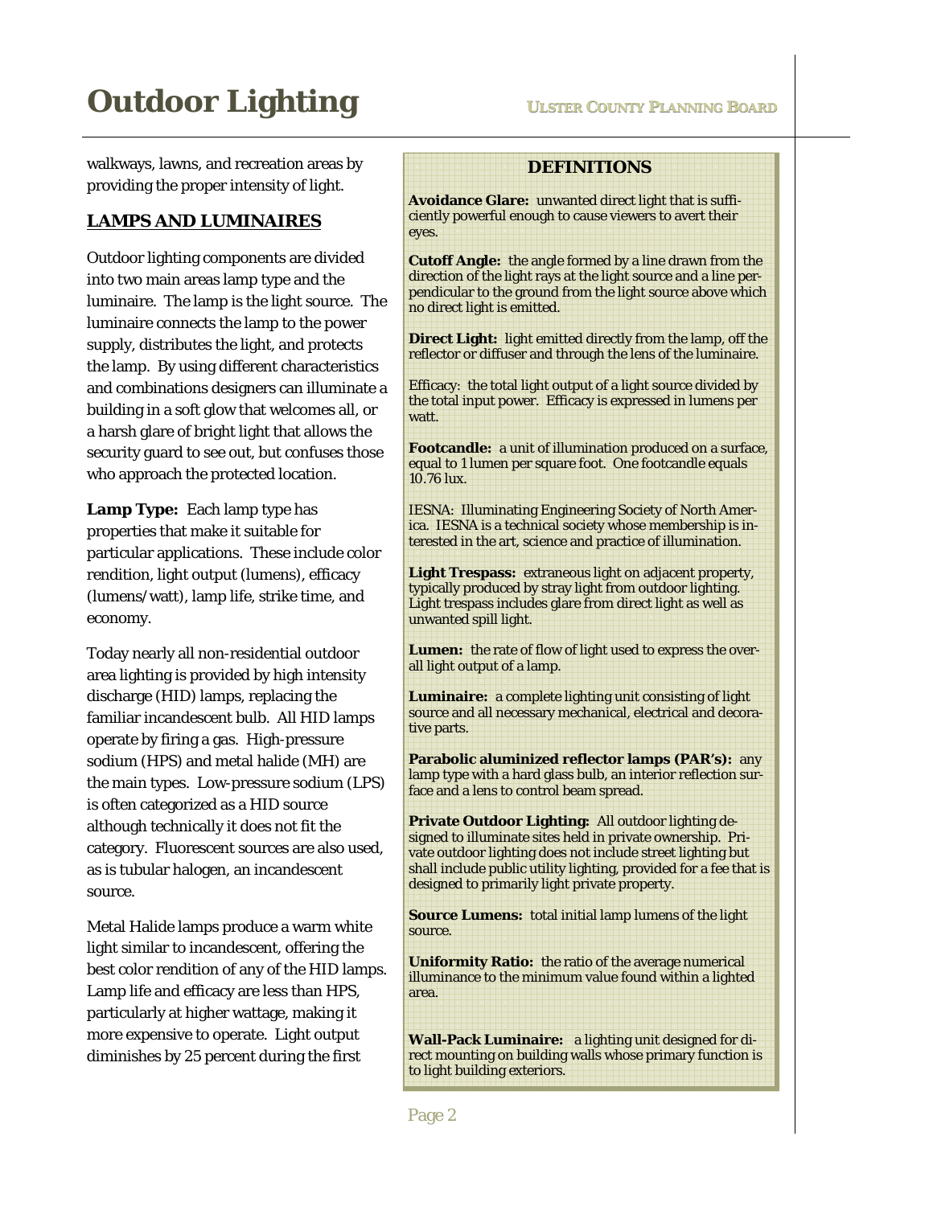walkways, lawns, and recreation areas by providing the proper intensity of light.

## LAMPS AND LUMINAIRES

Outdoor lighting components are divided into two main areas lamp type and the luminaire. The lamp is the light source. The luminaire connects the lamp to the power supply, distributes the light, and protects the lamp. By using different characteristics and combinations designers can illuminate a building in a soft glow that welcomes all, or a harsh glare of bright light that allows the security guard to see out, but confuses those who approach the protected location.

**Lamp Type:** Each lamp type has properties that make it suitable for particular applications. These include color rendition, light output (lumens), efficacy (lumens/watt), lamp life, strike time, and economy.

Today nearly all non-residential outdoor area lighting is provided by high intensity discharge (HID) lamps, replacing the familiar incandescent bulb. All HID lamps operate by firing a gas. High-pressure sodium (HPS) and metal halide (MH) are the main types. Low-pressure sodium (LPS) is often categorized as a HID source although technically it does not fit the category. Fluorescent sources are also used, as is tubular halogen, an incandescent source.

Metal Halide lamps produce a warm white light similar to incandescent, offering the best color rendition of any of the HID lamps. Lamp life and efficacy are less than HPS, particularly at higher wattage, making it more expensive to operate. Light output diminishes by 25 percent during the first

### DEFINITIONS

**Avoidance Glare:** unwanted direct light that is sufficiently powerful enough to cause viewers to avert their eyes.

**Cutoff Angle:** the angle formed by a line drawn from the direction of the light rays at the light source and a line perpendicular to the ground from the light source above which no direct light is emitted.

**Direct Light:** light emitted directly from the lamp, off the reflector or diffuser and through the lens of the luminaire.

Efficacy: the total light output of a light source divided by the total input power. Efficacy is expressed in lumens per watt.

**Footcandle:** a unit of illumination produced on a surface, equal to 1 lumen per square foot. One footcandle equals 10.76 lux.

IESNA: Illuminating Engineering Society of North America. IESNA is a technical society whose membership is interested in the art, science and practice of illumination.

**Light Trespass:** extraneous light on adjacent property, typically produced by stray light from outdoor lighting. Light trespass includes glare from direct light as well as unwanted spill light.

**Lumen:** the rate of flow of light used to express the overall light output of a lamp.

**Luminaire:** a complete lighting unit consisting of light source and all necessary mechanical, electrical and decorative parts.

**Parabolic aluminized reflector lamps (PAR's):** any lamp type with a hard glass bulb, an interior reflection surface and a lens to control beam spread.

**Private Outdoor Lighting:** All outdoor lighting designed to illuminate sites held in private ownership. Private outdoor lighting does not include street lighting but shall include public utility lighting, provided for a fee that is designed to primarily light private property.

**Source Lumens:** total initial lamp lumens of the light source.

**Uniformity Ratio:** the ratio of the average numerical illuminance to the minimum value found within a lighted area.

**Wall-Pack Luminaire:** a lighting unit designed for direct mounting on building walls whose primary function is to light building exteriors.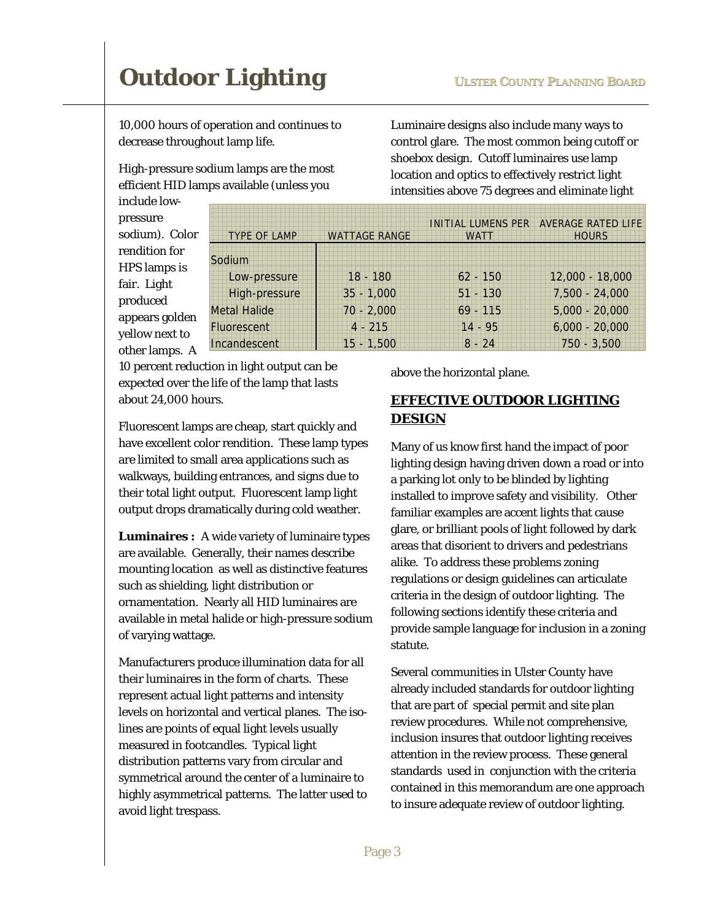10,000 hours of operation and continues to decrease throughout lamp life.

High-pressure sodium lamps are the most efficient HID lamps available (unless you include low-pressure sodium). Color rendition for HPS lamps is fair. Light produced appears golden yellow next to other lamps. A 10 percent reduction in light output can be expected over the life of the lamp that lasts about 24,000 hours.

| TYPE OF LAMP | WATTAGE RANGE | INITIAL LUMENS PER WATT | AVERAGE RATED LIFE HOURS |
|---|---|---|---|
| Sodium | | | |
| Low-pressure | 18 - 180 | 62 - 150 | 12,000 - 18,000 |
| High-pressure | 35 - 1,000 | 51 - 130 | 7,500 - 24,000 |
| Metal Halide | 70 - 2,000 | 69 - 115 | 5,000 - 20,000 |
| Fluorescent | 4 - 215 | 14 - 95 | 6,000 - 20,000 |
| Incandescent | 15 - 1,500 | 8 - 24 | 750 - 3,500 |

Fluorescent lamps are cheap, start quickly and have excellent color rendition. These lamp types are limited to small area applications such as walkways, building entrances, and signs due to their total light output. Fluorescent lamp light output drops dramatically during cold weather.

**Luminaires :** A wide variety of luminaire types are available. Generally, their names describe mounting location as well as distinctive features such as shielding, light distribution or ornamentation. Nearly all HID luminaires are available in metal halide or high-pressure sodium of varying wattage.

Manufacturers produce illumination data for all their luminaires in the form of charts. These represent actual light patterns and intensity levels on horizontal and vertical planes. The iso-lines are points of equal light levels usually measured in footcandles. Typical light distribution patterns vary from circular and symmetrical around the center of a luminaire to highly asymmetrical patterns. The latter used to avoid light trespass.

Luminaire designs also include many ways to control glare. The most common being cutoff or shoebox design. Cutoff luminaires use lamp location and optics to effectively restrict light intensities above 75 degrees and eliminate light above the horizontal plane.

## EFFECTIVE OUTDOOR LIGHTING DESIGN

Many of us know first hand the impact of poor lighting design having driven down a road or into a parking lot only to be blinded by lighting installed to improve safety and visibility. Other familiar examples are accent lights that cause glare, or brilliant pools of light followed by dark areas that disorient to drivers and pedestrians alike. To address these problems zoning regulations or design guidelines can articulate criteria in the design of outdoor lighting. The following sections identify these criteria and provide sample language for inclusion in a zoning statute.

Several communities in Ulster County have already included standards for outdoor lighting that are part of special permit and site plan review procedures. While not comprehensive, inclusion insures that outdoor lighting receives attention in the review process. These general standards used in conjunction with the criteria contained in this memorandum are one approach to insure adequate review of outdoor lighting.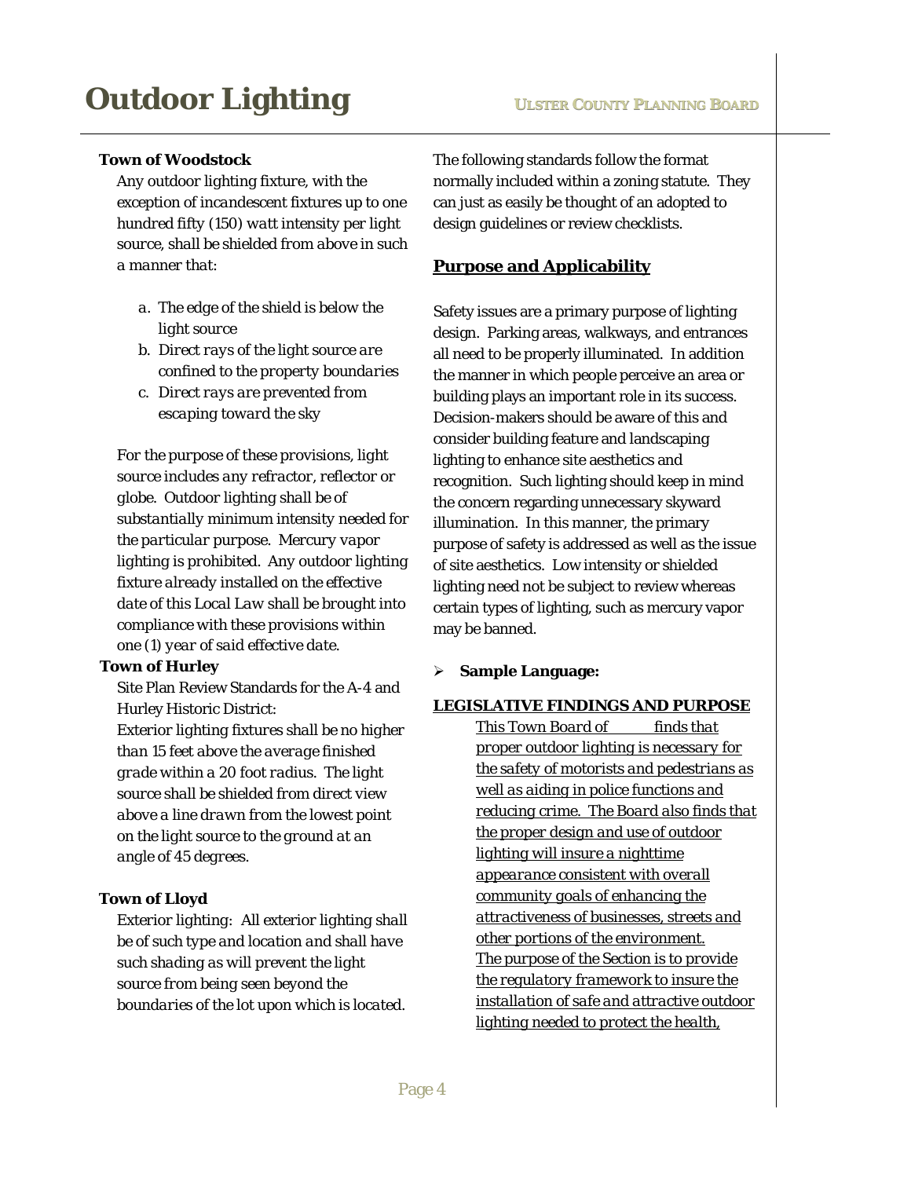**Town of Woodstock**

Any outdoor lighting fixture, with the exception of incandescent fixtures up to one hundred fifty (150) watt intensity per light source, shall be shielded from above in such a manner that:

a. The edge of the shield is below the light source
b. Direct rays of the light source are confined to the property boundaries
c. Direct rays are prevented from escaping toward the sky

For the purpose of these provisions, light source includes any refractor, reflector or globe. Outdoor lighting shall be of substantially minimum intensity needed for the particular purpose. Mercury vapor lighting is prohibited. Any outdoor lighting fixture already installed on the effective date of this Local Law shall be brought into compliance with these provisions within one (1) year of said effective date.

**Town of Hurley**

Site Plan Review Standards for the A-4 and Hurley Historic District:

Exterior lighting fixtures shall be no higher than 15 feet above the average finished grade within a 20 foot radius. The light source shall be shielded from direct view above a line drawn from the lowest point on the light source to the ground at an angle of 45 degrees.

**Town of Lloyd**

Exterior lighting: All exterior lighting shall be of such type and location and shall have such shading as will prevent the light source from being seen beyond the boundaries of the lot upon which is located.

The following standards follow the format normally included within a zoning statute. They can just as easily be thought of an adopted to design guidelines or review checklists.

## Purpose and Applicability

Safety issues are a primary purpose of lighting design. Parking areas, walkways, and entrances all need to be properly illuminated. In addition the manner in which people perceive an area or building plays an important role in its success. Decision-makers should be aware of this and consider building feature and landscaping lighting to enhance site aesthetics and recognition. Such lighting should keep in mind the concern regarding unnecessary skyward illumination. In this manner, the primary purpose of safety is addressed as well as the issue of site aesthetics. Low intensity or shielded lighting need not be subject to review whereas certain types of lighting, such as mercury vapor may be banned.

- **Sample Language:**

**LEGISLATIVE FINDINGS AND PURPOSE**

This Town Board of \_\_\_\_\_ finds that proper outdoor lighting is necessary for the safety of motorists and pedestrians as well as aiding in police functions and reducing crime. The Board also finds that the proper design and use of outdoor lighting will insure a nighttime appearance consistent with overall community goals of enhancing the attractiveness of businesses, streets and other portions of the environment. The purpose of the Section is to provide the regulatory framework to insure the installation of safe and attractive outdoor lighting needed to protect the health,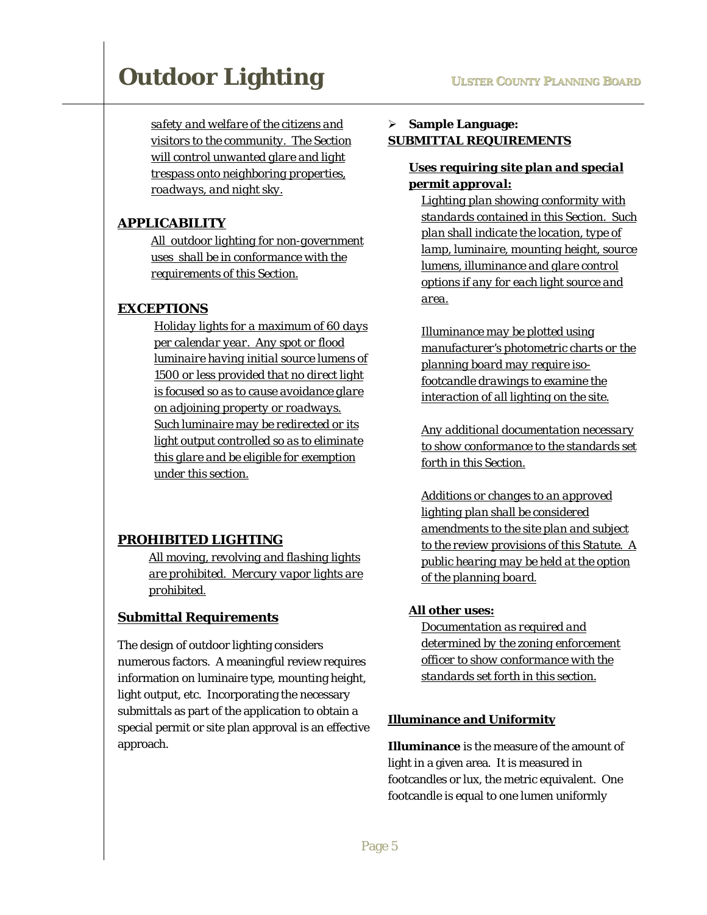*safety and welfare of the citizens and visitors to the community. The Section will control unwanted glare and light trespass onto neighboring properties, roadways, and night sky.*

## APPLICABILITY

*All outdoor lighting for non-government uses shall be in conformance with the requirements of this Section.*

## EXCEPTIONS

*Holiday lights for a maximum of 60 days per calendar year. Any spot or flood luminaire having initial source lumens of 1500 or less provided that no direct light is focused so as to cause avoidance glare on adjoining property or roadways. Such luminaire may be redirected or its light output controlled so as to eliminate this glare and be eligible for exemption under this section.*

## PROHIBITED LIGHTING

*All moving, revolving and flashing lights are prohibited. Mercury vapor lights are prohibited.*

## Submittal Requirements

The design of outdoor lighting considers numerous factors. A meaningful review requires information on luminaire type, mounting height, light output, etc. Incorporating the necessary submittals as part of the application to obtain a special permit or site plan approval is an effective approach.

- **Sample Language:**

**SUBMITTAL REQUIREMENTS**

***Uses requiring site plan and special permit approval:***

*Lighting plan showing conformity with standards contained in this Section. Such plan shall indicate the location, type of lamp, luminaire, mounting height, source lumens, illuminance and glare control options if any for each light source and area.*

*Illuminance may be plotted using manufacturer's photometric charts or the planning board may require iso-footcandle drawings to examine the interaction of all lighting on the site.*

*Any additional documentation necessary to show conformance to the standards set forth in this Section.*

*Additions or changes to an approved lighting plan shall be considered amendments to the site plan and subject to the review provisions of this Statute. A public hearing may be held at the option of the planning board.*

***All other uses:***

*Documentation as required and determined by the zoning enforcement officer to show conformance with the standards set forth in this section.*

## Illuminance and Uniformity

**Illuminance** is the measure of the amount of light in a given area. It is measured in footcandles or lux, the metric equivalent. One footcandle is equal to one lumen uniformly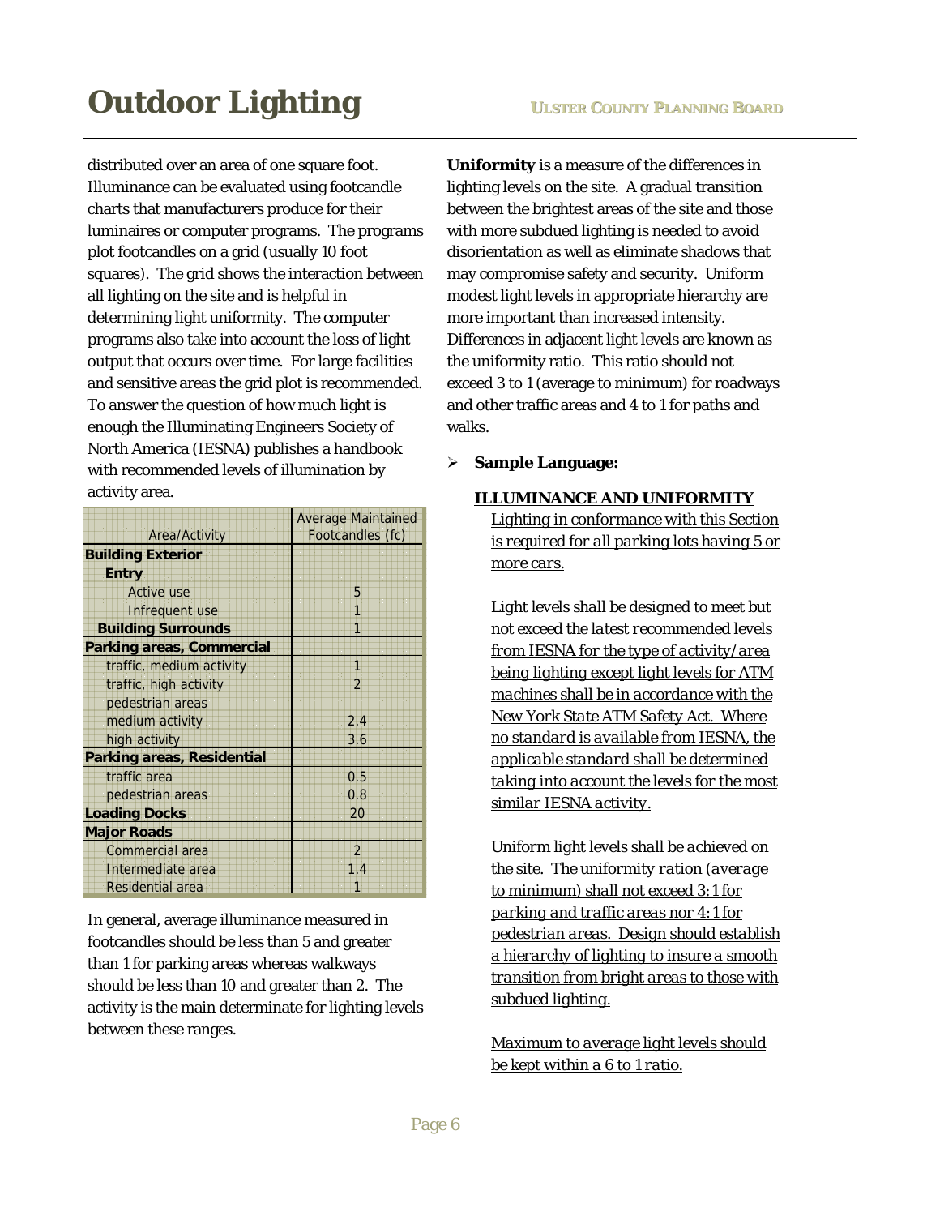distributed over an area of one square foot. Illuminance can be evaluated using footcandle charts that manufacturers produce for their luminaires or computer programs. The programs plot footcandles on a grid (usually 10 foot squares). The grid shows the interaction between all lighting on the site and is helpful in determining light uniformity. The computer programs also take into account the loss of light output that occurs over time. For large facilities and sensitive areas the grid plot is recommended. To answer the question of how much light is enough the Illuminating Engineers Society of North America (IESNA) publishes a handbook with recommended levels of illumination by activity area.

| Area/Activity | Average Maintained Footcandles (fc) |
|---|---|
| **Building Exterior** | |
| **Entry** | |
| Active use | 5 |
| Infrequent use | 1 |
| **Building Surrounds** | 1 |
| **Parking areas, Commercial** | |
| traffic, medium activity | 1 |
| traffic, high activity | 2 |
| pedestrian areas | |
| medium activity | 2.4 |
| high activity | 3.6 |
| **Parking areas, Residential** | |
| traffic area | 0.5 |
| pedestrian areas | 0.8 |
| **Loading Docks** | 20 |
| **Major Roads** | |
| Commercial area | 2 |
| Intermediate area | 1.4 |
| Residential area | 1 |

In general, average illuminance measured in footcandles should be less than 5 and greater than 1 for parking areas whereas walkways should be less than 10 and greater than 2. The activity is the main determinate for lighting levels between these ranges.

**Uniformity** is a measure of the differences in lighting levels on the site. A gradual transition between the brightest areas of the site and those with more subdued lighting is needed to avoid disorientation as well as eliminate shadows that may compromise safety and security. Uniform modest light levels in appropriate hierarchy are more important than increased intensity. Differences in adjacent light levels are known as the uniformity ratio. This ratio should not exceed 3 to 1 (average to minimum) for roadways and other traffic areas and 4 to 1 for paths and walks.

- **Sample Language:**

**ILLUMINANCE AND UNIFORMITY**

*Lighting in conformance with this Section is required for all parking lots having 5 or more cars.*

*Light levels shall be designed to meet but not exceed the latest recommended levels from IESNA for the type of activity/area being lighting except light levels for ATM machines shall be in accordance with the New York State ATM Safety Act. Where no standard is available from IESNA, the applicable standard shall be determined taking into account the levels for the most similar IESNA activity.*

*Uniform light levels shall be achieved on the site. The uniformity ration (average to minimum) shall not exceed 3:1 for parking and traffic areas nor 4:1 for pedestrian areas. Design should establish a hierarchy of lighting to insure a smooth transition from bright areas to those with subdued lighting.*

*Maximum to average light levels should be kept within a 6 to 1 ratio.*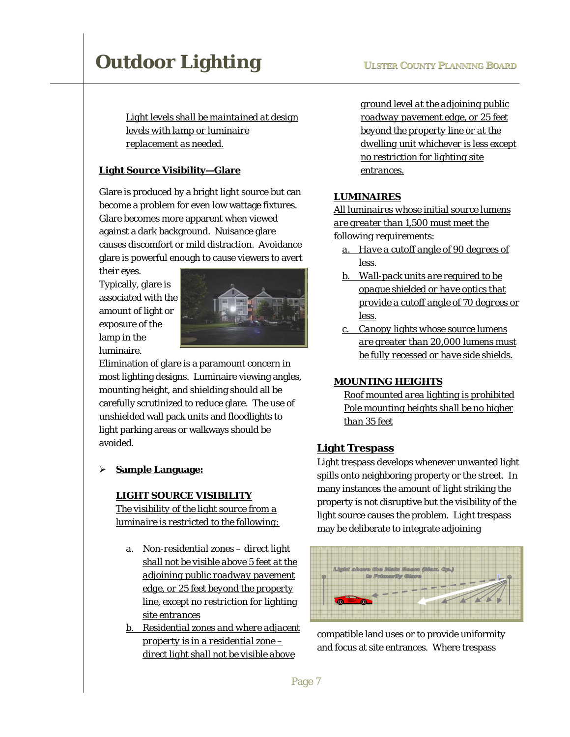*Light levels shall be maintained at design levels with lamp or luminaire replacement as needed.*

**Light Source Visibility—Glare**

Glare is produced by a bright light source but can become a problem for even low wattage fixtures. Glare becomes more apparent when viewed against a dark background. Nuisance glare causes discomfort or mild distraction. Avoidance glare is powerful enough to cause viewers to avert their eyes. Typically, glare is associated with the amount of light or exposure of the lamp in the luminaire.

Elimination of glare is a paramount concern in most lighting designs. Luminaire viewing angles, mounting height, and shielding should all be carefully scrutinized to reduce glare. The use of unshielded wall pack units and floodlights to light parking areas or walkways should be avoided.

- **Sample Language:**

**LIGHT SOURCE VISIBILITY**

*The visibility of the light source from a luminaire is restricted to the following:*

a. *Non-residential zones – direct light shall not be visible above 5 feet at the adjoining public roadway pavement edge, or 25 feet beyond the property line, except no restriction for lighting site entrances*

b. *Residential zones and where adjacent property is in a residential zone – direct light shall not be visible above ground level at the adjoining public roadway pavement edge, or 25 feet beyond the property line or at the dwelling unit whichever is less except no restriction for lighting site entrances.*

**LUMINAIRES**

*All luminaires whose initial source lumens are greater than 1,500 must meet the following requirements:*

a. *Have a cutoff angle of 90 degrees of less.*

b. *Wall-pack units are required to be opaque shielded or have optics that provide a cutoff angle of 70 degrees or less.*

c. *Canopy lights whose source lumens are greater than 20,000 lumens must be fully recessed or have side shields.*

**MOUNTING HEIGHTS**

*Roof mounted area lighting is prohibited*

*Pole mounting heights shall be no higher than 35 feet*

## Light Trespass

Light trespass develops whenever unwanted light spills onto neighboring property or the street. In many instances the amount of light striking the property is not disruptive but the visibility of the light source causes the problem. Light trespass may be deliberate to integrate adjoining compatible land uses or to provide uniformity and focus at site entrances. Where trespass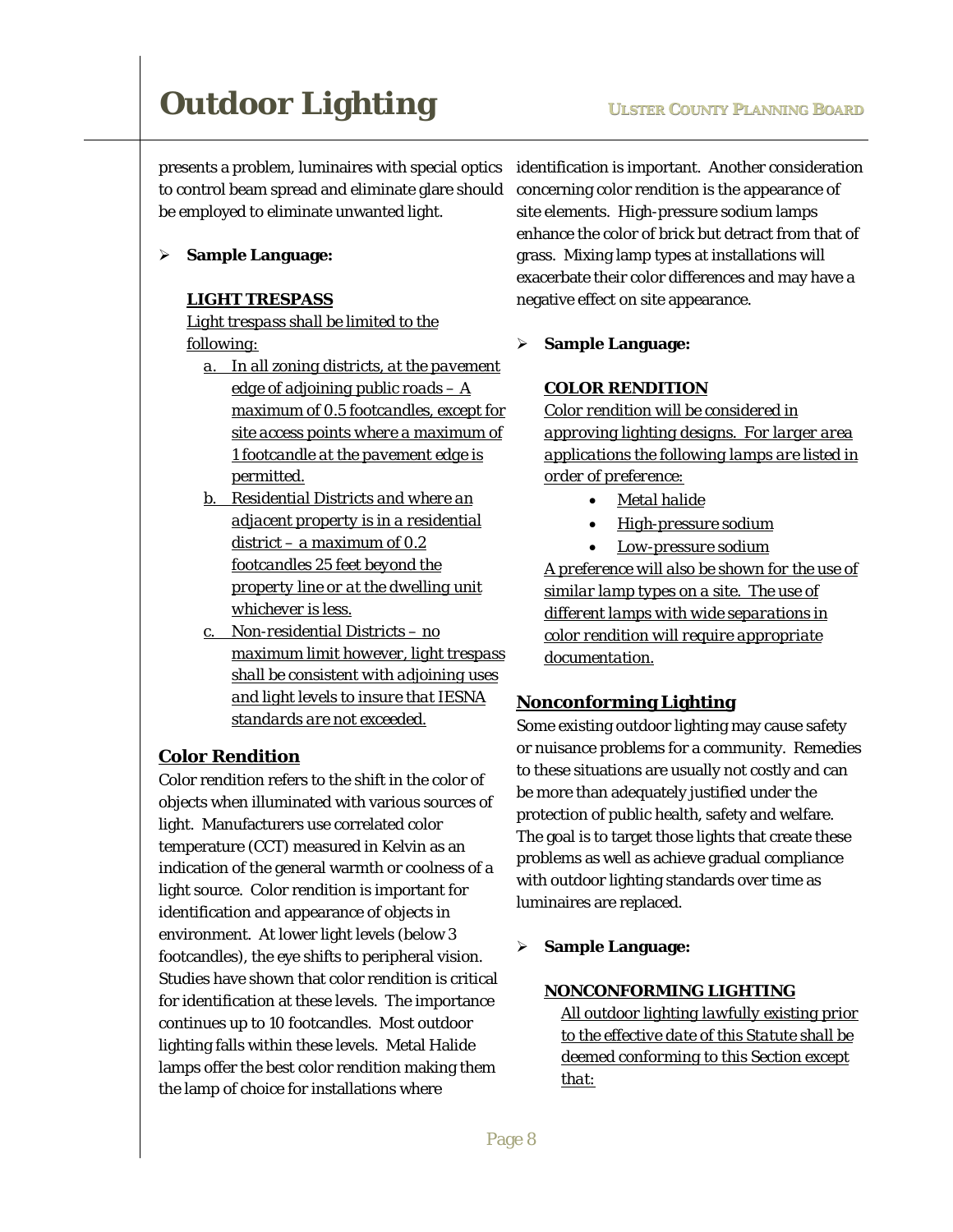presents a problem, luminaires with special optics to control beam spread and eliminate glare should be employed to eliminate unwanted light.

- **Sample Language:**

  **LIGHT TRESPASS**

  *Light trespass shall be limited to the following:*

  a. *In all zoning districts, at the pavement edge of adjoining public roads – A maximum of 0.5 footcandles, except for site access points where a maximum of 1 footcandle at the pavement edge is permitted.*
  b. *Residential Districts and where an adjacent property is in a residential district – a maximum of 0.2 footcandles 25 feet beyond the property line or at the dwelling unit whichever is less.*
  c. *Non-residential Districts – no maximum limit however, light trespass shall be consistent with adjoining uses and light levels to insure that IESNA standards are not exceeded.*

## Color Rendition

Color rendition refers to the shift in the color of objects when illuminated with various sources of light. Manufacturers use correlated color temperature (CCT) measured in Kelvin as an indication of the general warmth or coolness of a light source. Color rendition is important for identification and appearance of objects in environment. At lower light levels (below 3 footcandles), the eye shifts to peripheral vision. Studies have shown that color rendition is critical for identification at these levels. The importance continues up to 10 footcandles. Most outdoor lighting falls within these levels. Metal Halide lamps offer the best color rendition making them the lamp of choice for installations where identification is important. Another consideration concerning color rendition is the appearance of site elements. High-pressure sodium lamps enhance the color of brick but detract from that of grass. Mixing lamp types at installations will exacerbate their color differences and may have a negative effect on site appearance.

- **Sample Language:**

  **COLOR RENDITION**

  *Color rendition will be considered in approving lighting designs. For larger area applications the following lamps are listed in order of preference:*

  - *Metal halide*
  - *High-pressure sodium*
  - *Low-pressure sodium*

  *A preference will also be shown for the use of similar lamp types on a site. The use of different lamps with wide separations in color rendition will require appropriate documentation.*

## Nonconforming Lighting

Some existing outdoor lighting may cause safety or nuisance problems for a community. Remedies to these situations are usually not costly and can be more than adequately justified under the protection of public health, safety and welfare. The goal is to target those lights that create these problems as well as achieve gradual compliance with outdoor lighting standards over time as luminaires are replaced.

- **Sample Language:**

  **NONCONFORMING LIGHTING**

  *All outdoor lighting lawfully existing prior to the effective date of this Statute shall be deemed conforming to this Section except that:*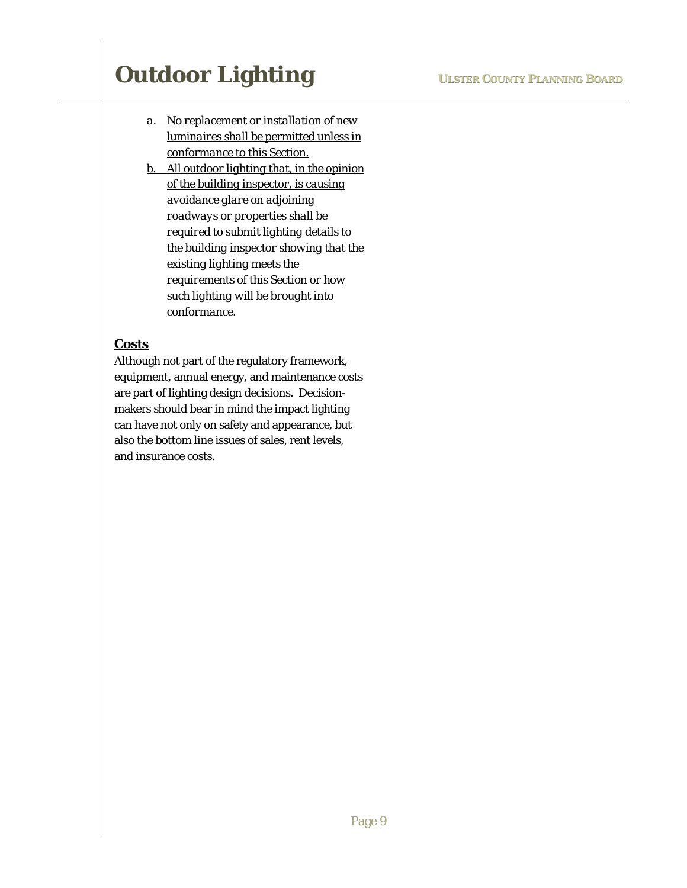a. *No replacement or installation of new luminaires shall be permitted unless in conformance to this Section.*
b. *All outdoor lighting that, in the opinion of the building inspector, is causing avoidance glare on adjoining roadways or properties shall be required to submit lighting details to the building inspector showing that the existing lighting meets the requirements of this Section or how such lighting will be brought into conformance.*

## Costs

Although not part of the regulatory framework, equipment, annual energy, and maintenance costs are part of lighting design decisions. Decision-makers should bear in mind the impact lighting can have not only on safety and appearance, but also the bottom line issues of sales, rent levels, and insurance costs.